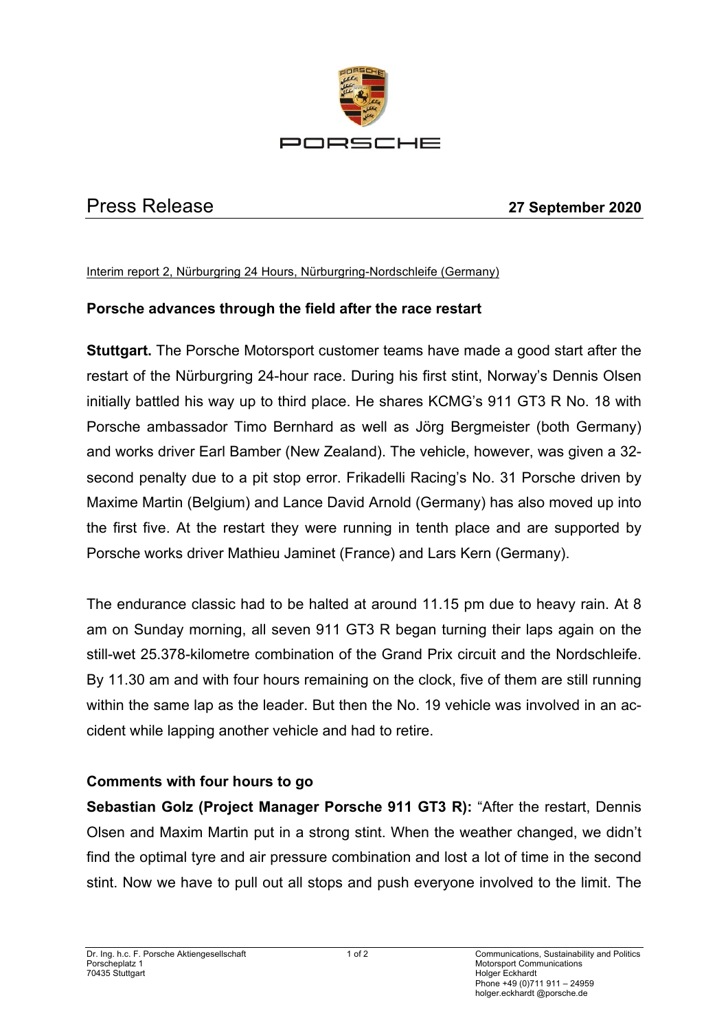PORSCHE

# Press Release

**27 September 2020**

Interim report 2, Nürburgring 24 Hours, Nürburgring-Nordschleife (Germany)

## Porsche advances through the field after the race restart

**Stuttgart.** The Porsche Motorsport customer teams have made a good start after the restart of the Nürburgring 24-hour race. During his first stint, Norway's Dennis Olsen initially battled his way up to third place. He shares KCMG's 911 GT3 R No. 18 with Porsche ambassador Timo Bernhard as well as Jörg Bergmeister (both Germany) and works driver Earl Bamber (New Zealand). The vehicle, however, was given a 32-second penalty due to a pit stop error. Frikadelli Racing's No. 31 Porsche driven by Maxime Martin (Belgium) and Lance David Arnold (Germany) has also moved up into the first five. At the restart they were running in tenth place and are supported by Porsche works driver Mathieu Jaminet (France) and Lars Kern (Germany).

The endurance classic had to be halted at around 11.15 pm due to heavy rain. At 8 am on Sunday morning, all seven 911 GT3 R began turning their laps again on the still-wet 25.378-kilometre combination of the Grand Prix circuit and the Nordschleife. By 11.30 am and with four hours remaining on the clock, five of them are still running within the same lap as the leader. But then the No. 19 vehicle was involved in an accident while lapping another vehicle and had to retire.

### Comments with four hours to go

**Sebastian Golz (Project Manager Porsche 911 GT3 R):** "After the restart, Dennis Olsen and Maxim Martin put in a strong stint. When the weather changed, we didn't find the optimal tyre and air pressure combination and lost a lot of time in the second stint. Now we have to pull out all stops and push everyone involved to the limit. The

Dr. Ing. h.c. F. Porsche Aktiengesellschaft
Porscheplatz 1
70435 Stuttgart

Communications, Sustainability and Politics
Motorsport Communications
Holger Eckhardt
Phone +49 (0)711 911 – 24959
holger.eckhardt @porsche.de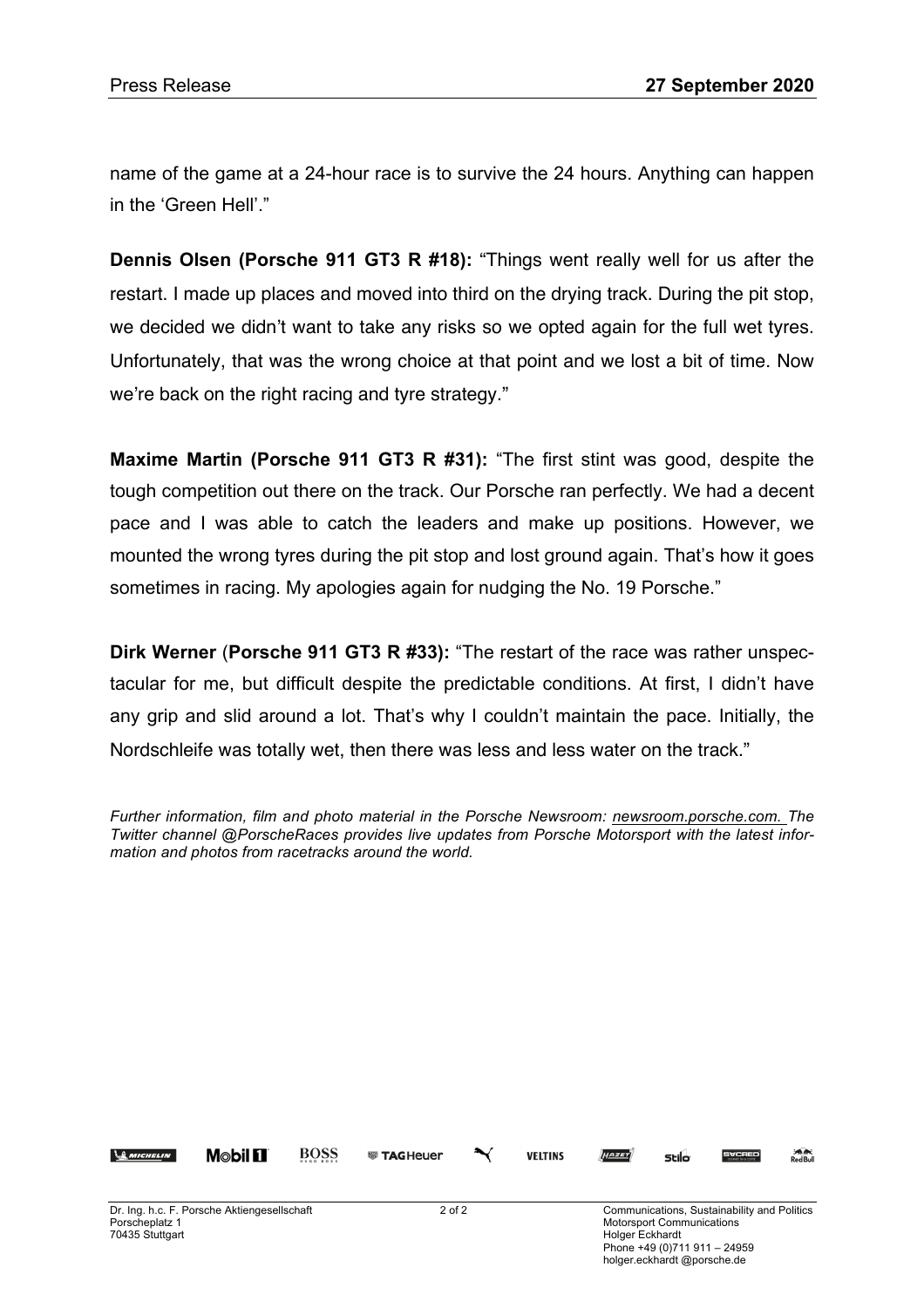name of the game at a 24-hour race is to survive the 24 hours. Anything can happen in the 'Green Hell'."

**Dennis Olsen (Porsche 911 GT3 R #18):** "Things went really well for us after the restart. I made up places and moved into third on the drying track. During the pit stop, we decided we didn't want to take any risks so we opted again for the full wet tyres. Unfortunately, that was the wrong choice at that point and we lost a bit of time. Now we're back on the right racing and tyre strategy."

**Maxime Martin (Porsche 911 GT3 R #31):** "The first stint was good, despite the tough competition out there on the track. Our Porsche ran perfectly. We had a decent pace and I was able to catch the leaders and make up positions. However, we mounted the wrong tyres during the pit stop and lost ground again. That's how it goes sometimes in racing. My apologies again for nudging the No. 19 Porsche."

**Dirk Werner** (**Porsche 911 GT3 R #33):** "The restart of the race was rather unspectacular for me, but difficult despite the predictable conditions. At first, I didn't have any grip and slid around a lot. That's why I couldn't maintain the pace. Initially, the Nordschleife was totally wet, then there was less and less water on the track."

*Further information, film and photo material in the Porsche Newsroom: newsroom.porsche.com. The Twitter channel @PorscheRaces provides live updates from Porsche Motorsport with the latest information and photos from racetracks around the world.*

Dr. Ing. h.c. F. Porsche Aktiengesellschaft
Porscheplatz 1
70435 Stuttgart

Communications, Sustainability and Politics
Motorsport Communications
Holger Eckhardt
Phone +49 (0)711 911 – 24959
holger.eckhardt @porsche.de